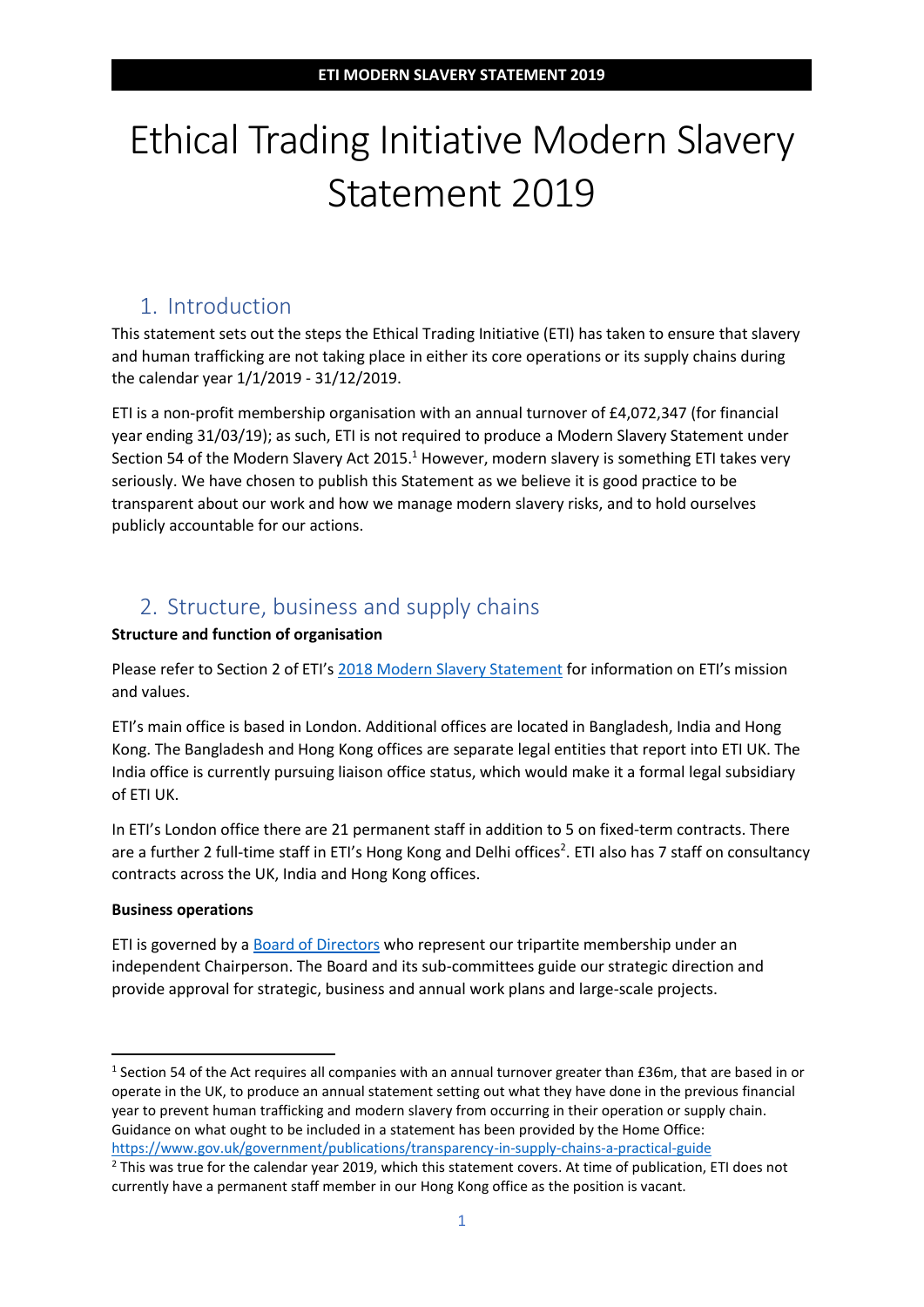# Ethical Trading Initiative Modern Slavery Statement 2019

## 1. Introduction

This statement sets out the steps the Ethical Trading Initiative (ETI) has taken to ensure that slavery and human trafficking are not taking place in either its core operations or its supply chains during the calendar year 1/1/2019 - 31/12/2019.

ETI is a non-profit membership organisation with an annual turnover of £4,072,347 (for financial year ending 31/03/19); as such, ETI is not required to produce a Modern Slavery Statement under Section 54 of the Modern Slavery Act 2015.[1] However, modern slavery is something ETI takes very seriously. We have chosen to publish this Statement as we believe it is good practice to be transparent about our work and how we manage modern slavery risks, and to hold ourselves publicly accountable for our actions.

## 2. Structure, business and supply chains

**Structure and function of organisation**

Please refer to Section 2 of ETI's 2018 Modern Slavery Statement for information on ETI's mission and values.

ETI's main office is based in London. Additional offices are located in Bangladesh, India and Hong Kong. The Bangladesh and Hong Kong offices are separate legal entities that report into ETI UK. The India office is currently pursuing liaison office status, which would make it a formal legal subsidiary of ETI UK.

In ETI's London office there are 21 permanent staff in addition to 5 on fixed-term contracts. There are a further 2 full-time staff in ETI's Hong Kong and Delhi offices[2]. ETI also has 7 staff on consultancy contracts across the UK, India and Hong Kong offices.

**Business operations**

ETI is governed by a Board of Directors who represent our tripartite membership under an independent Chairperson. The Board and its sub-committees guide our strategic direction and provide approval for strategic, business and annual work plans and large-scale projects.

---

[1] Section 54 of the Act requires all companies with an annual turnover greater than £36m, that are based in or operate in the UK, to produce an annual statement setting out what they have done in the previous financial year to prevent human trafficking and modern slavery from occurring in their operation or supply chain. Guidance on what ought to be included in a statement has been provided by the Home Office: https://www.gov.uk/government/publications/transparency-in-supply-chains-a-practical-guide

[2] This was true for the calendar year 2019, which this statement covers. At time of publication, ETI does not currently have a permanent staff member in our Hong Kong office as the position is vacant.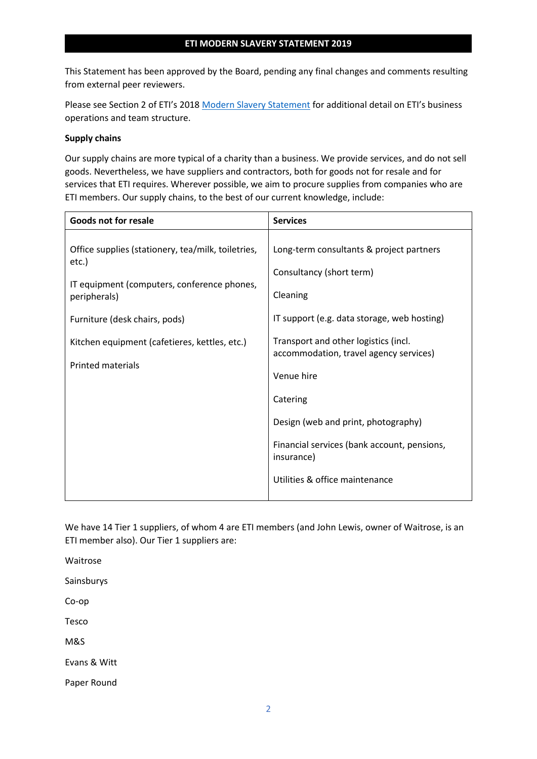**ETI MODERN SLAVERY STATEMENT 2019**

This Statement has been approved by the Board, pending any final changes and comments resulting from external peer reviewers.

Please see Section 2 of ETI's 2018 Modern Slavery Statement for additional detail on ETI's business operations and team structure.

**Supply chains**

Our supply chains are more typical of a charity than a business. We provide services, and do not sell goods. Nevertheless, we have suppliers and contractors, both for goods not for resale and for services that ETI requires. Wherever possible, we aim to procure supplies from companies who are ETI members. Our supply chains, to the best of our current knowledge, include:

| Goods not for resale | Services |
|---|---|
| Office supplies (stationery, tea/milk, toiletries, etc.) | Long-term consultants & project partners |
| IT equipment (computers, conference phones, peripherals) | Consultancy (short term) |
| Furniture (desk chairs, pods) | Cleaning |
| Kitchen equipment (cafetieres, kettles, etc.) | IT support (e.g. data storage, web hosting) |
| Printed materials | Transport and other logistics (incl. accommodation, travel agency services) |
| | Venue hire |
| | Catering |
| | Design (web and print, photography) |
| | Financial services (bank account, pensions, insurance) |
| | Utilities & office maintenance |

We have 14 Tier 1 suppliers, of whom 4 are ETI members (and John Lewis, owner of Waitrose, is an ETI member also). Our Tier 1 suppliers are:

Waitrose

Sainsburys

Co-op

Tesco

M&S

Evans & Witt

Paper Round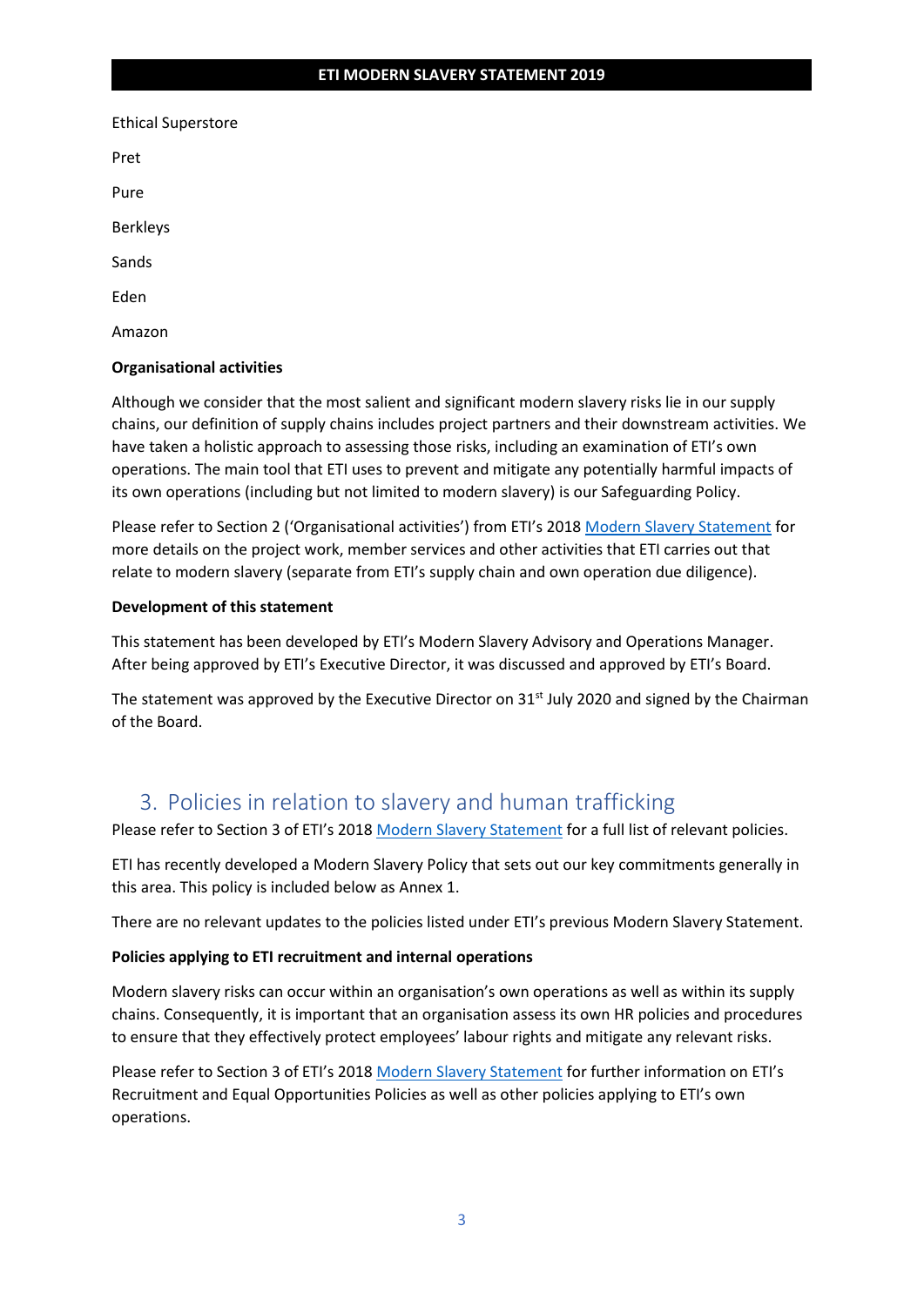Ethical Superstore

Pret

Pure

Berkleys

Sands

Eden

Amazon

**Organisational activities**

Although we consider that the most salient and significant modern slavery risks lie in our supply chains, our definition of supply chains includes project partners and their downstream activities. We have taken a holistic approach to assessing those risks, including an examination of ETI's own operations. The main tool that ETI uses to prevent and mitigate any potentially harmful impacts of its own operations (including but not limited to modern slavery) is our Safeguarding Policy.

Please refer to Section 2 ('Organisational activities') from ETI's 2018 Modern Slavery Statement for more details on the project work, member services and other activities that ETI carries out that relate to modern slavery (separate from ETI's supply chain and own operation due diligence).

**Development of this statement**

This statement has been developed by ETI's Modern Slavery Advisory and Operations Manager. After being approved by ETI's Executive Director, it was discussed and approved by ETI's Board.

The statement was approved by the Executive Director on 31st July 2020 and signed by the Chairman of the Board.

## 3. Policies in relation to slavery and human trafficking

Please refer to Section 3 of ETI's 2018 Modern Slavery Statement for a full list of relevant policies.

ETI has recently developed a Modern Slavery Policy that sets out our key commitments generally in this area. This policy is included below as Annex 1.

There are no relevant updates to the policies listed under ETI's previous Modern Slavery Statement.

**Policies applying to ETI recruitment and internal operations**

Modern slavery risks can occur within an organisation's own operations as well as within its supply chains. Consequently, it is important that an organisation assess its own HR policies and procedures to ensure that they effectively protect employees' labour rights and mitigate any relevant risks.

Please refer to Section 3 of ETI's 2018 Modern Slavery Statement for further information on ETI's Recruitment and Equal Opportunities Policies as well as other policies applying to ETI's own operations.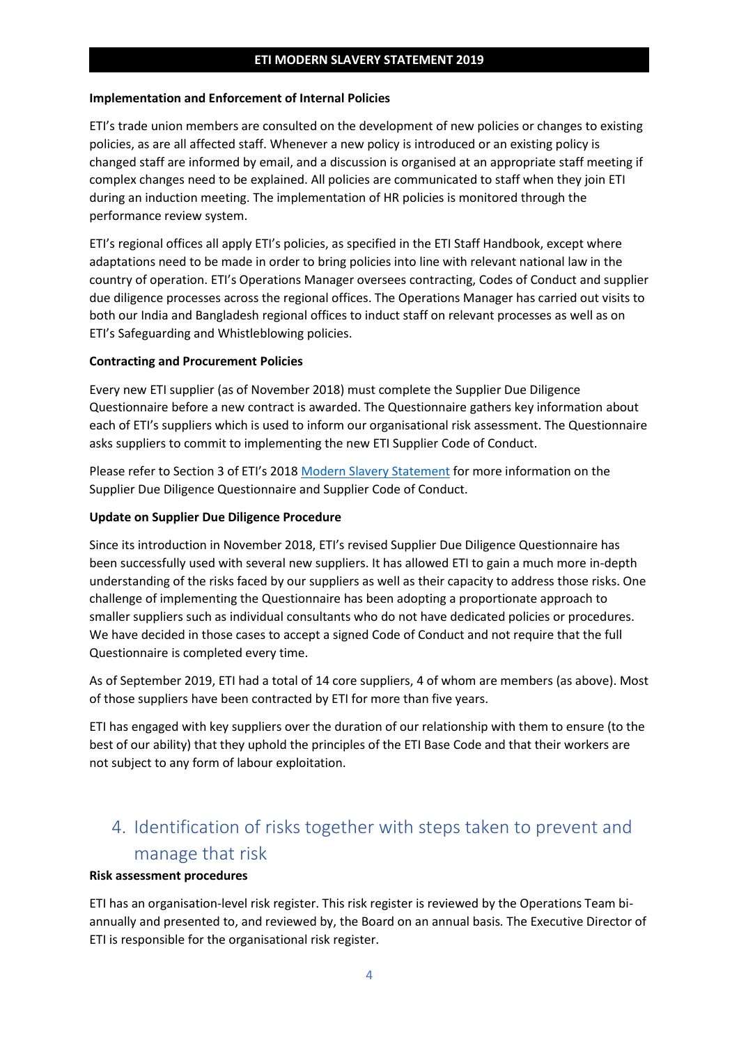**Implementation and Enforcement of Internal Policies**

ETI's trade union members are consulted on the development of new policies or changes to existing policies, as are all affected staff. Whenever a new policy is introduced or an existing policy is changed staff are informed by email, and a discussion is organised at an appropriate staff meeting if complex changes need to be explained. All policies are communicated to staff when they join ETI during an induction meeting. The implementation of HR policies is monitored through the performance review system.

ETI's regional offices all apply ETI's policies, as specified in the ETI Staff Handbook, except where adaptations need to be made in order to bring policies into line with relevant national law in the country of operation. ETI's Operations Manager oversees contracting, Codes of Conduct and supplier due diligence processes across the regional offices. The Operations Manager has carried out visits to both our India and Bangladesh regional offices to induct staff on relevant processes as well as on ETI's Safeguarding and Whistleblowing policies.

**Contracting and Procurement Policies**

Every new ETI supplier (as of November 2018) must complete the Supplier Due Diligence Questionnaire before a new contract is awarded. The Questionnaire gathers key information about each of ETI's suppliers which is used to inform our organisational risk assessment. The Questionnaire asks suppliers to commit to implementing the new ETI Supplier Code of Conduct.

Please refer to Section 3 of ETI's 2018 Modern Slavery Statement for more information on the Supplier Due Diligence Questionnaire and Supplier Code of Conduct.

**Update on Supplier Due Diligence Procedure**

Since its introduction in November 2018, ETI's revised Supplier Due Diligence Questionnaire has been successfully used with several new suppliers. It has allowed ETI to gain a much more in-depth understanding of the risks faced by our suppliers as well as their capacity to address those risks. One challenge of implementing the Questionnaire has been adopting a proportionate approach to smaller suppliers such as individual consultants who do not have dedicated policies or procedures. We have decided in those cases to accept a signed Code of Conduct and not require that the full Questionnaire is completed every time.

As of September 2019, ETI had a total of 14 core suppliers, 4 of whom are members (as above). Most of those suppliers have been contracted by ETI for more than five years.

ETI has engaged with key suppliers over the duration of our relationship with them to ensure (to the best of our ability) that they uphold the principles of the ETI Base Code and that their workers are not subject to any form of labour exploitation.

## 4. Identification of risks together with steps taken to prevent and manage that risk

**Risk assessment procedures**

ETI has an organisation-level risk register. This risk register is reviewed by the Operations Team bi-annually and presented to, and reviewed by, the Board on an annual basis. The Executive Director of ETI is responsible for the organisational risk register.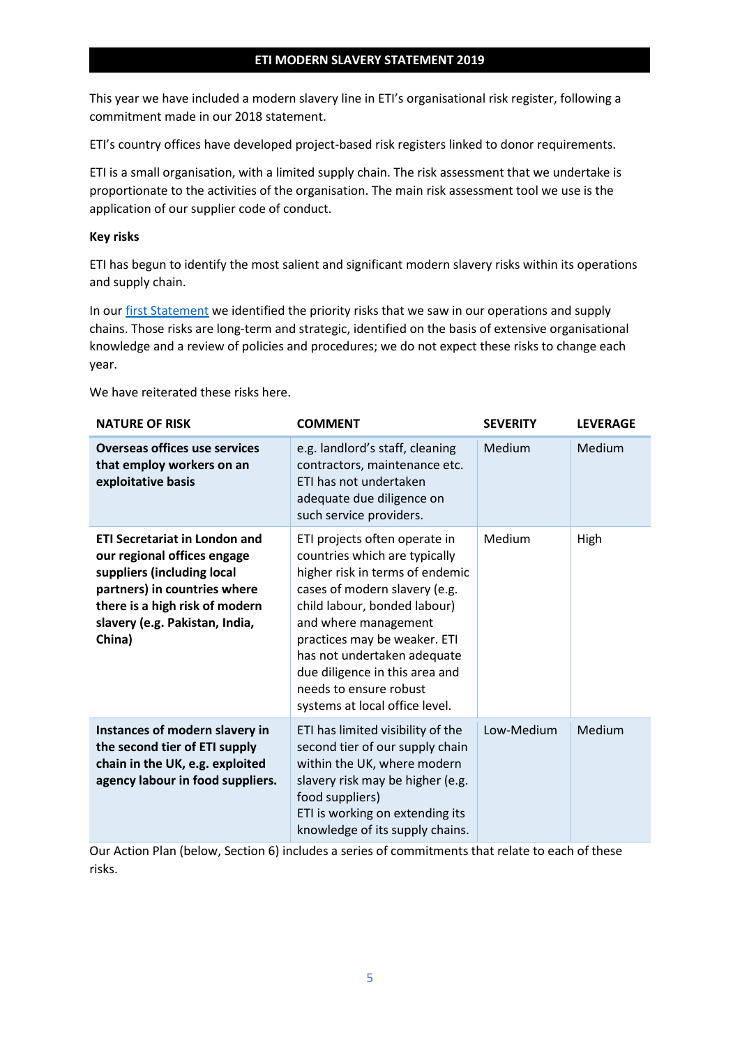This year we have included a modern slavery line in ETI's organisational risk register, following a commitment made in our 2018 statement.

ETI's country offices have developed project-based risk registers linked to donor requirements.

ETI is a small organisation, with a limited supply chain. The risk assessment that we undertake is proportionate to the activities of the organisation. The main risk assessment tool we use is the application of our supplier code of conduct.

**Key risks**

ETI has begun to identify the most salient and significant modern slavery risks within its operations and supply chain.

In our [first Statement] we identified the priority risks that we saw in our operations and supply chains. Those risks are long-term and strategic, identified on the basis of extensive organisational knowledge and a review of policies and procedures; we do not expect these risks to change each year.

We have reiterated these risks here.

| NATURE OF RISK | COMMENT | SEVERITY | LEVERAGE |
|---|---|---|---|
| **Overseas offices use services that employ workers on an exploitative basis** | e.g. landlord's staff, cleaning contractors, maintenance etc. ETI has not undertaken adequate due diligence on such service providers. | Medium | Medium |
| **ETI Secretariat in London and our regional offices engage suppliers (including local partners) in countries where there is a high risk of modern slavery (e.g. Pakistan, India, China)** | ETI projects often operate in countries which are typically higher risk in terms of endemic cases of modern slavery (e.g. child labour, bonded labour) and where management practices may be weaker. ETI has not undertaken adequate due diligence in this area and needs to ensure robust systems at local office level. | Medium | High |
| **Instances of modern slavery in the second tier of ETI supply chain in the UK, e.g. exploited agency labour in food suppliers.** | ETI has limited visibility of the second tier of our supply chain within the UK, where modern slavery risk may be higher (e.g. food suppliers) ETI is working on extending its knowledge of its supply chains. | Low-Medium | Medium |

Our Action Plan (below, Section 6) includes a series of commitments that relate to each of these risks.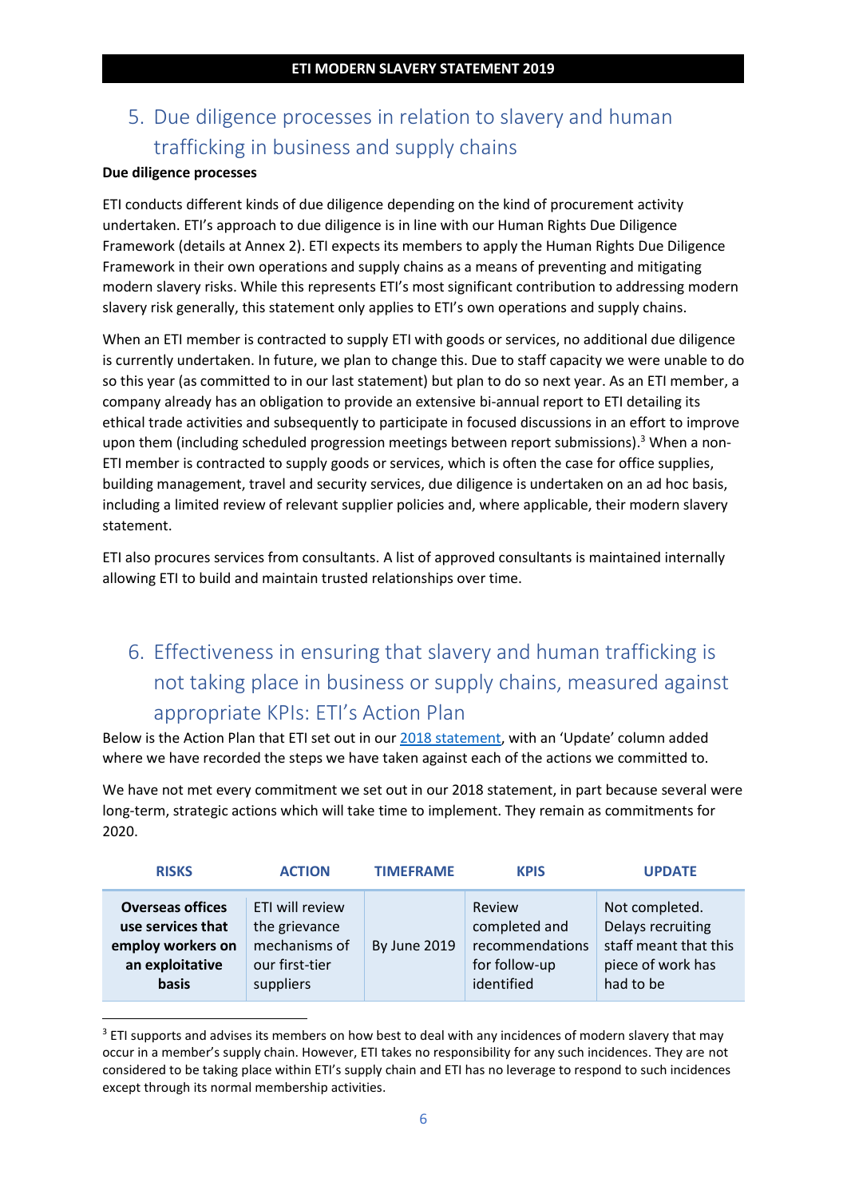## 5. Due diligence processes in relation to slavery and human trafficking in business and supply chains

**Due diligence processes**

ETI conducts different kinds of due diligence depending on the kind of procurement activity undertaken. ETI's approach to due diligence is in line with our Human Rights Due Diligence Framework (details at Annex 2). ETI expects its members to apply the Human Rights Due Diligence Framework in their own operations and supply chains as a means of preventing and mitigating modern slavery risks. While this represents ETI's most significant contribution to addressing modern slavery risk generally, this statement only applies to ETI's own operations and supply chains.

When an ETI member is contracted to supply ETI with goods or services, no additional due diligence is currently undertaken. In future, we plan to change this. Due to staff capacity we were unable to do so this year (as committed to in our last statement) but plan to do so next year. As an ETI member, a company already has an obligation to provide an extensive bi-annual report to ETI detailing its ethical trade activities and subsequently to participate in focused discussions in an effort to improve upon them (including scheduled progression meetings between report submissions).[3] When a non-ETI member is contracted to supply goods or services, which is often the case for office supplies, building management, travel and security services, due diligence is undertaken on an ad hoc basis, including a limited review of relevant supplier policies and, where applicable, their modern slavery statement.

ETI also procures services from consultants. A list of approved consultants is maintained internally allowing ETI to build and maintain trusted relationships over time.

## 6. Effectiveness in ensuring that slavery and human trafficking is not taking place in business or supply chains, measured against appropriate KPIs: ETI's Action Plan

Below is the Action Plan that ETI set out in our 2018 statement, with an 'Update' column added where we have recorded the steps we have taken against each of the actions we committed to.

We have not met every commitment we set out in our 2018 statement, in part because several were long-term, strategic actions which will take time to implement. They remain as commitments for 2020.

| RISKS | ACTION | TIMEFRAME | KPIS | UPDATE |
|---|---|---|---|---|
| **Overseas offices use services that employ workers on an exploitative basis** | ETI will review the grievance mechanisms of our first-tier suppliers | By June 2019 | Review completed and recommendations for follow-up identified | Not completed. Delays recruiting staff meant that this piece of work has had to be |

[3] ETI supports and advises its members on how best to deal with any incidences of modern slavery that may occur in a member's supply chain. However, ETI takes no responsibility for any such incidences. They are not considered to be taking place within ETI's supply chain and ETI has no leverage to respond to such incidences except through its normal membership activities.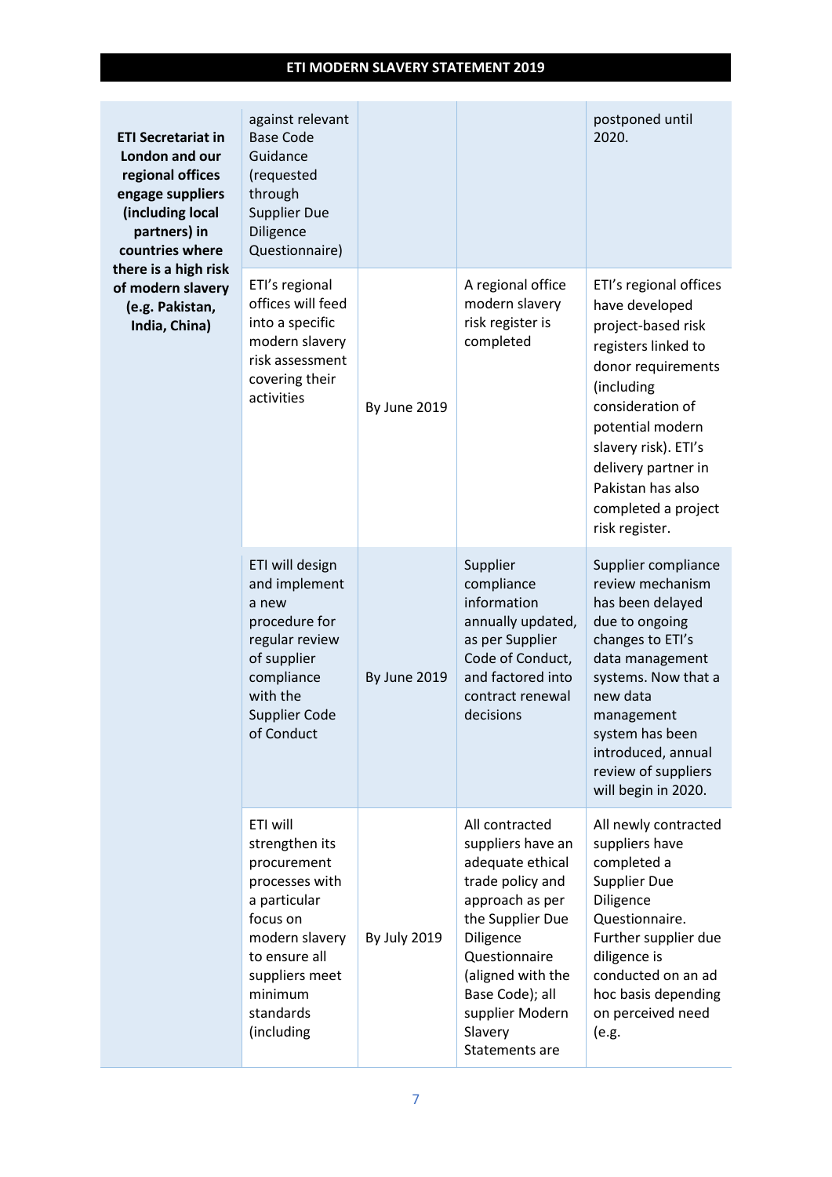| | | | | |
|---|---|---|---|---|
| **ETI Secretariat in London and our regional offices engage suppliers (including local partners) in countries where there is a high risk of modern slavery (e.g. Pakistan, India, China)** | against relevant Base Code Guidance (requested through Supplier Due Diligence Questionnaire) | | | postponed until 2020. |
| | ETI's regional offices will feed into a specific modern slavery risk assessment covering their activities | By June 2019 | A regional office modern slavery risk register is completed | ETI's regional offices have developed project-based risk registers linked to donor requirements (including consideration of potential modern slavery risk). ETI's delivery partner in Pakistan has also completed a project risk register. |
| | ETI will design and implement a new procedure for regular review of supplier compliance with the Supplier Code of Conduct | By June 2019 | Supplier compliance information annually updated, as per Supplier Code of Conduct, and factored into contract renewal decisions | Supplier compliance review mechanism has been delayed due to ongoing changes to ETI's data management systems. Now that a new data management system has been introduced, annual review of suppliers will begin in 2020. |
| | ETI will strengthen its procurement processes with a particular focus on modern slavery to ensure all suppliers meet minimum standards (including | By July 2019 | All contracted suppliers have an adequate ethical trade policy and approach as per the Supplier Due Diligence Questionnaire (aligned with the Base Code); all supplier Modern Slavery Statements are | All newly contracted suppliers have completed a Supplier Due Diligence Questionnaire. Further supplier due diligence is conducted on an ad hoc basis depending on perceived need (e.g. |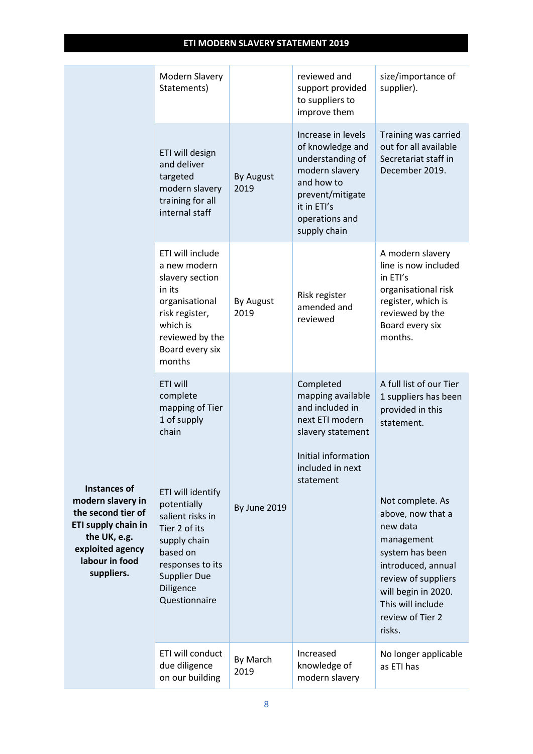| | | | | |
|---|---|---|---|---|
| | Modern Slavery Statements) | | reviewed and support provided to suppliers to improve them | size/importance of supplier). |
| | ETI will design and deliver targeted modern slavery training for all internal staff | By August 2019 | Increase in levels of knowledge and understanding of modern slavery and how to prevent/mitigate it in ETI's operations and supply chain | Training was carried out for all available Secretariat staff in December 2019. |
| | ETI will include a new modern slavery section in its organisational risk register, which is reviewed by the Board every six months | By August 2019 | Risk register amended and reviewed | A modern slavery line is now included in ETI's organisational risk register, which is reviewed by the Board every six months. |
| **Instances of modern slavery in the second tier of ETI supply chain in the UK, e.g. exploited agency labour in food suppliers.** | ETI will complete mapping of Tier 1 of supply chain | By June 2019 | Completed mapping available and included in next ETI modern slavery statement | A full list of our Tier 1 suppliers has been provided in this statement. |
| | ETI will identify potentially salient risks in Tier 2 of its supply chain based on responses to its Supplier Due Diligence Questionnaire | | Initial information included in next statement | Not complete. As above, now that a new data management system has been introduced, annual review of suppliers will begin in 2020. This will include review of Tier 2 risks. |
| | ETI will conduct due diligence on our building | By March 2019 | Increased knowledge of modern slavery | No longer applicable as ETI has |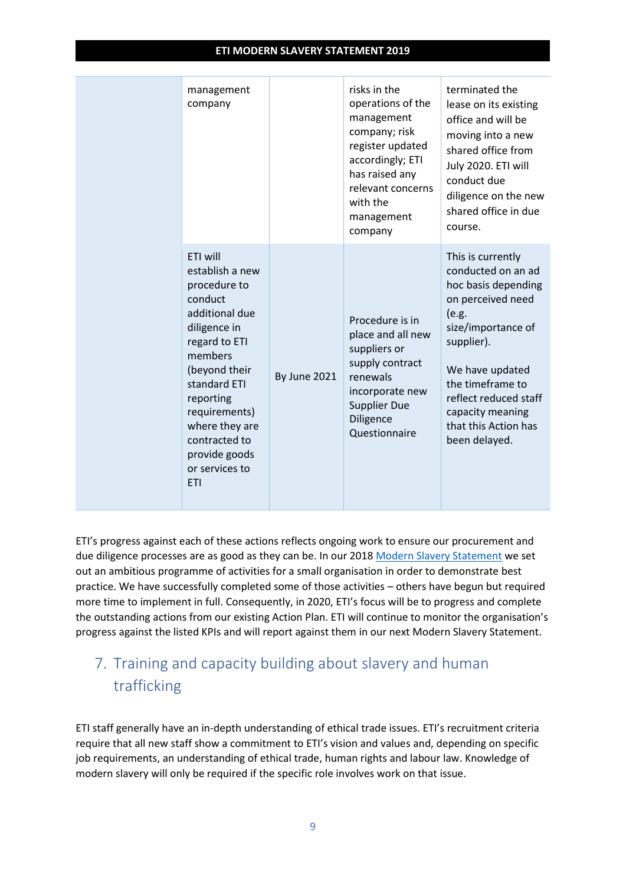| | | | | |
|---|---|---|---|---|
| | management company | | risks in the operations of the management company; risk register updated accordingly; ETI has raised any relevant concerns with the management company | terminated the lease on its existing office and will be moving into a new shared office from July 2020. ETI will conduct due diligence on the new shared office in due course. |
| | ETI will establish a new procedure to conduct additional due diligence in regard to ETI members (beyond their standard ETI reporting requirements) where they are contracted to provide goods or services to ETI | By June 2021 | Procedure is in place and all new suppliers or supply contract renewals incorporate new Supplier Due Diligence Questionnaire | This is currently conducted on an ad hoc basis depending on perceived need (e.g. size/importance of supplier).<br><br>We have updated the timeframe to reflect reduced staff capacity meaning that this Action has been delayed. |

ETI's progress against each of these actions reflects ongoing work to ensure our procurement and due diligence processes are as good as they can be. In our 2018 Modern Slavery Statement we set out an ambitious programme of activities for a small organisation in order to demonstrate best practice. We have successfully completed some of those activities – others have begun but required more time to implement in full. Consequently, in 2020, ETI's focus will be to progress and complete the outstanding actions from our existing Action Plan. ETI will continue to monitor the organisation's progress against the listed KPIs and will report against them in our next Modern Slavery Statement.

## 7. Training and capacity building about slavery and human trafficking

ETI staff generally have an in-depth understanding of ethical trade issues. ETI's recruitment criteria require that all new staff show a commitment to ETI's vision and values and, depending on specific job requirements, an understanding of ethical trade, human rights and labour law. Knowledge of modern slavery will only be required if the specific role involves work on that issue.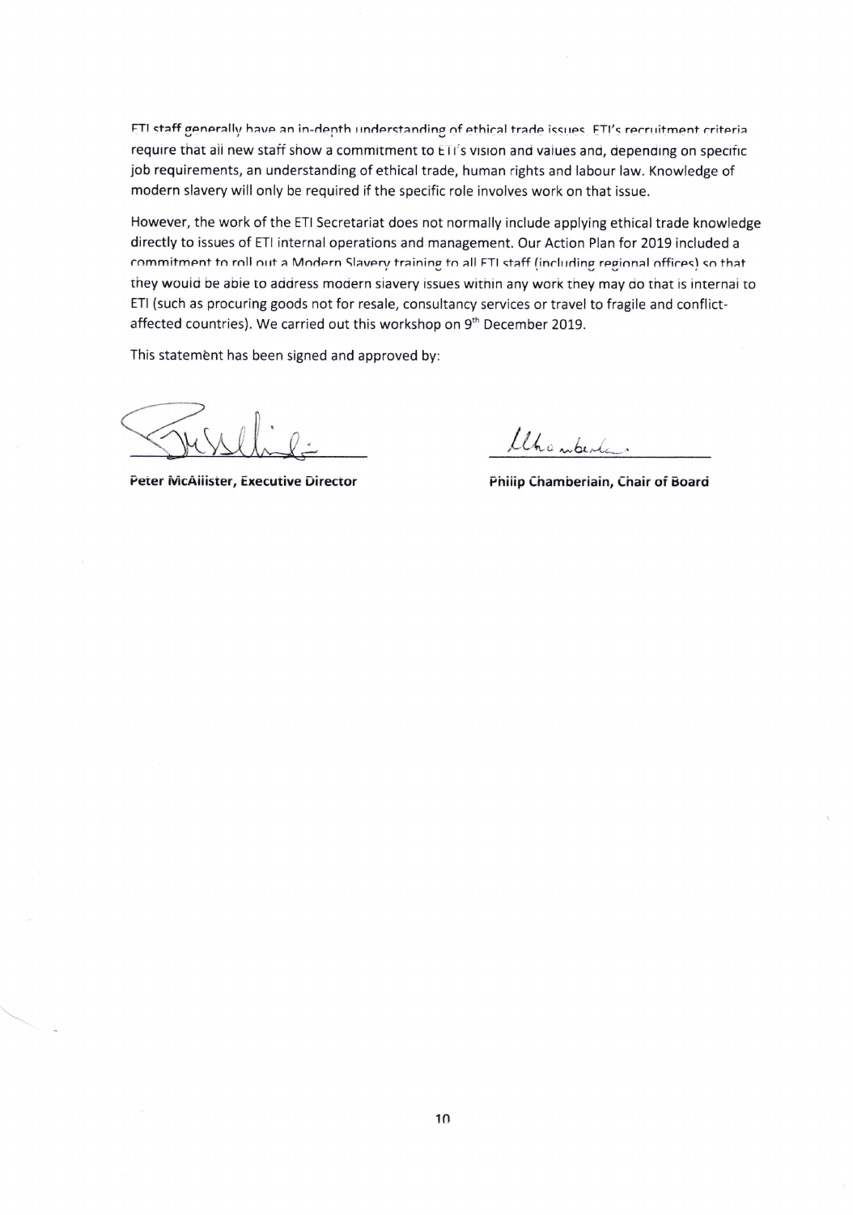ETI staff generally have an in-depth understanding of ethical trade issues. ETI's recruitment criteria require that all new staff show a commitment to ETI's vision and values and, depending on specific job requirements, an understanding of ethical trade, human rights and labour law. Knowledge of modern slavery will only be required if the specific role involves work on that issue.

However, the work of the ETI Secretariat does not normally include applying ethical trade knowledge directly to issues of ETI internal operations and management. Our Action Plan for 2019 included a commitment to roll out a Modern Slavery training to all ETI staff (including regional offices) so that they would be able to address modern slavery issues within any work they may do that is internal to ETI (such as procuring goods not for resale, consultancy services or travel to fragile and conflict-affected countries). We carried out this workshop on 9th December 2019.

This statement has been signed and approved by:

**Peter McAllister, Executive Director**

**Philip Chamberlain, Chair of Board**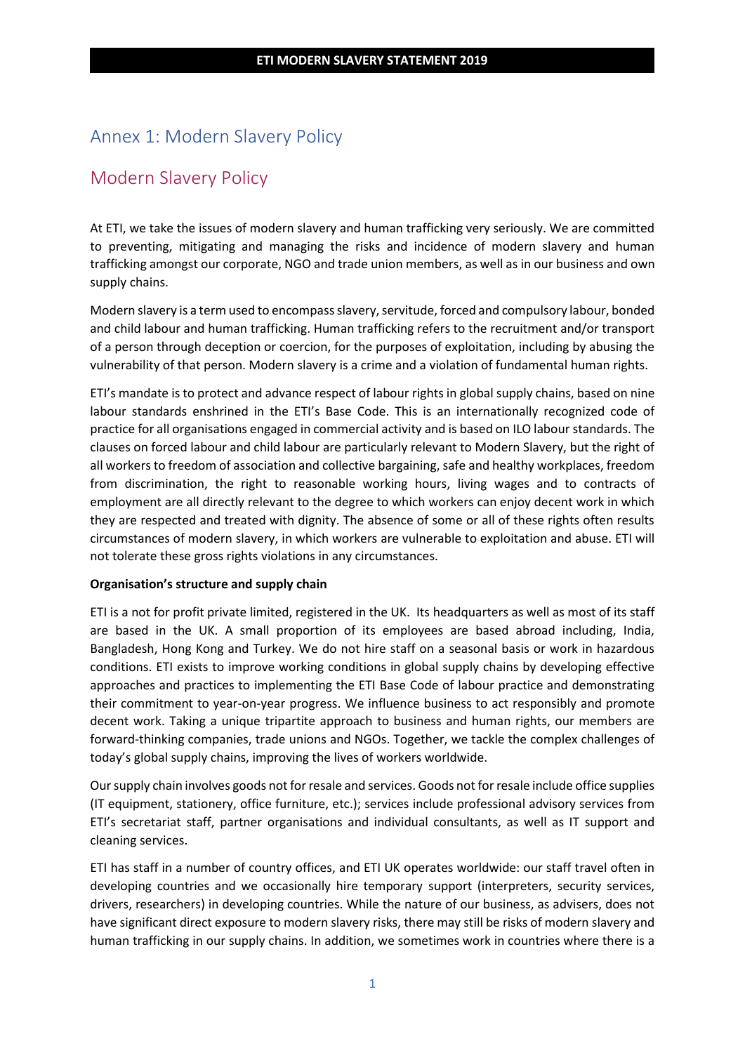# Annex 1: Modern Slavery Policy

## Modern Slavery Policy

At ETI, we take the issues of modern slavery and human trafficking very seriously. We are committed to preventing, mitigating and managing the risks and incidence of modern slavery and human trafficking amongst our corporate, NGO and trade union members, as well as in our business and own supply chains.

Modern slavery is a term used to encompass slavery, servitude, forced and compulsory labour, bonded and child labour and human trafficking. Human trafficking refers to the recruitment and/or transport of a person through deception or coercion, for the purposes of exploitation, including by abusing the vulnerability of that person. Modern slavery is a crime and a violation of fundamental human rights.

ETI's mandate is to protect and advance respect of labour rights in global supply chains, based on nine labour standards enshrined in the ETI's Base Code. This is an internationally recognized code of practice for all organisations engaged in commercial activity and is based on ILO labour standards. The clauses on forced labour and child labour are particularly relevant to Modern Slavery, but the right of all workers to freedom of association and collective bargaining, safe and healthy workplaces, freedom from discrimination, the right to reasonable working hours, living wages and to contracts of employment are all directly relevant to the degree to which workers can enjoy decent work in which they are respected and treated with dignity. The absence of some or all of these rights often results circumstances of modern slavery, in which workers are vulnerable to exploitation and abuse. ETI will not tolerate these gross rights violations in any circumstances.

**Organisation's structure and supply chain**

ETI is a not for profit private limited, registered in the UK. Its headquarters as well as most of its staff are based in the UK. A small proportion of its employees are based abroad including, India, Bangladesh, Hong Kong and Turkey. We do not hire staff on a seasonal basis or work in hazardous conditions. ETI exists to improve working conditions in global supply chains by developing effective approaches and practices to implementing the ETI Base Code of labour practice and demonstrating their commitment to year-on-year progress. We influence business to act responsibly and promote decent work. Taking a unique tripartite approach to business and human rights, our members are forward-thinking companies, trade unions and NGOs. Together, we tackle the complex challenges of today's global supply chains, improving the lives of workers worldwide.

Our supply chain involves goods not for resale and services. Goods not for resale include office supplies (IT equipment, stationery, office furniture, etc.); services include professional advisory services from ETI's secretariat staff, partner organisations and individual consultants, as well as IT support and cleaning services.

ETI has staff in a number of country offices, and ETI UK operates worldwide: our staff travel often in developing countries and we occasionally hire temporary support (interpreters, security services, drivers, researchers) in developing countries. While the nature of our business, as advisers, does not have significant direct exposure to modern slavery risks, there may still be risks of modern slavery and human trafficking in our supply chains. In addition, we sometimes work in countries where there is a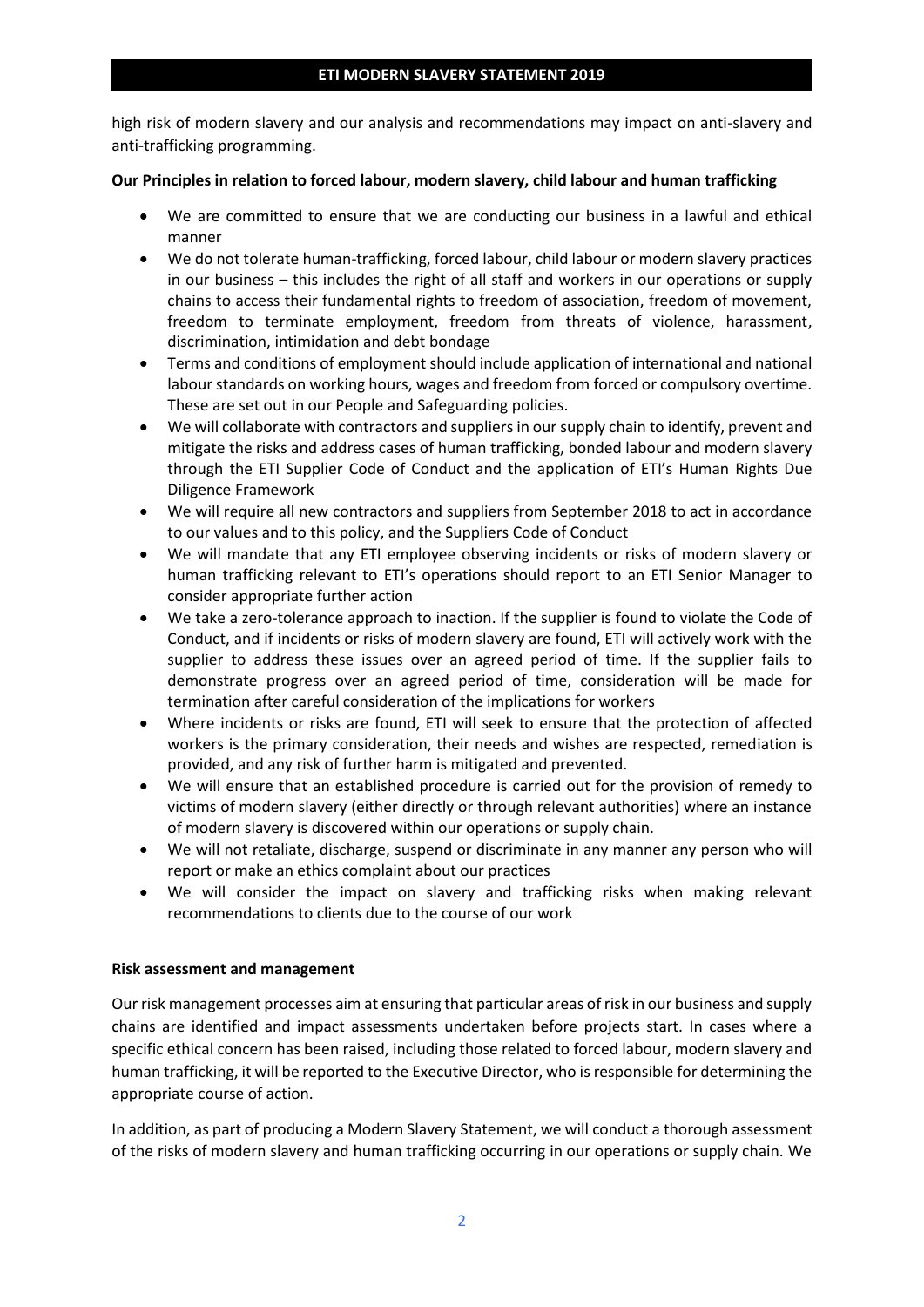high risk of modern slavery and our analysis and recommendations may impact on anti-slavery and anti-trafficking programming.

**Our Principles in relation to forced labour, modern slavery, child labour and human trafficking**

- We are committed to ensure that we are conducting our business in a lawful and ethical manner
- We do not tolerate human-trafficking, forced labour, child labour or modern slavery practices in our business – this includes the right of all staff and workers in our operations or supply chains to access their fundamental rights to freedom of association, freedom of movement, freedom to terminate employment, freedom from threats of violence, harassment, discrimination, intimidation and debt bondage
- Terms and conditions of employment should include application of international and national labour standards on working hours, wages and freedom from forced or compulsory overtime. These are set out in our People and Safeguarding policies.
- We will collaborate with contractors and suppliers in our supply chain to identify, prevent and mitigate the risks and address cases of human trafficking, bonded labour and modern slavery through the ETI Supplier Code of Conduct and the application of ETI's Human Rights Due Diligence Framework
- We will require all new contractors and suppliers from September 2018 to act in accordance to our values and to this policy, and the Suppliers Code of Conduct
- We will mandate that any ETI employee observing incidents or risks of modern slavery or human trafficking relevant to ETI's operations should report to an ETI Senior Manager to consider appropriate further action
- We take a zero-tolerance approach to inaction. If the supplier is found to violate the Code of Conduct, and if incidents or risks of modern slavery are found, ETI will actively work with the supplier to address these issues over an agreed period of time. If the supplier fails to demonstrate progress over an agreed period of time, consideration will be made for termination after careful consideration of the implications for workers
- Where incidents or risks are found, ETI will seek to ensure that the protection of affected workers is the primary consideration, their needs and wishes are respected, remediation is provided, and any risk of further harm is mitigated and prevented.
- We will ensure that an established procedure is carried out for the provision of remedy to victims of modern slavery (either directly or through relevant authorities) where an instance of modern slavery is discovered within our operations or supply chain.
- We will not retaliate, discharge, suspend or discriminate in any manner any person who will report or make an ethics complaint about our practices
- We will consider the impact on slavery and trafficking risks when making relevant recommendations to clients due to the course of our work

**Risk assessment and management**

Our risk management processes aim at ensuring that particular areas of risk in our business and supply chains are identified and impact assessments undertaken before projects start. In cases where a specific ethical concern has been raised, including those related to forced labour, modern slavery and human trafficking, it will be reported to the Executive Director, who is responsible for determining the appropriate course of action.

In addition, as part of producing a Modern Slavery Statement, we will conduct a thorough assessment of the risks of modern slavery and human trafficking occurring in our operations or supply chain. We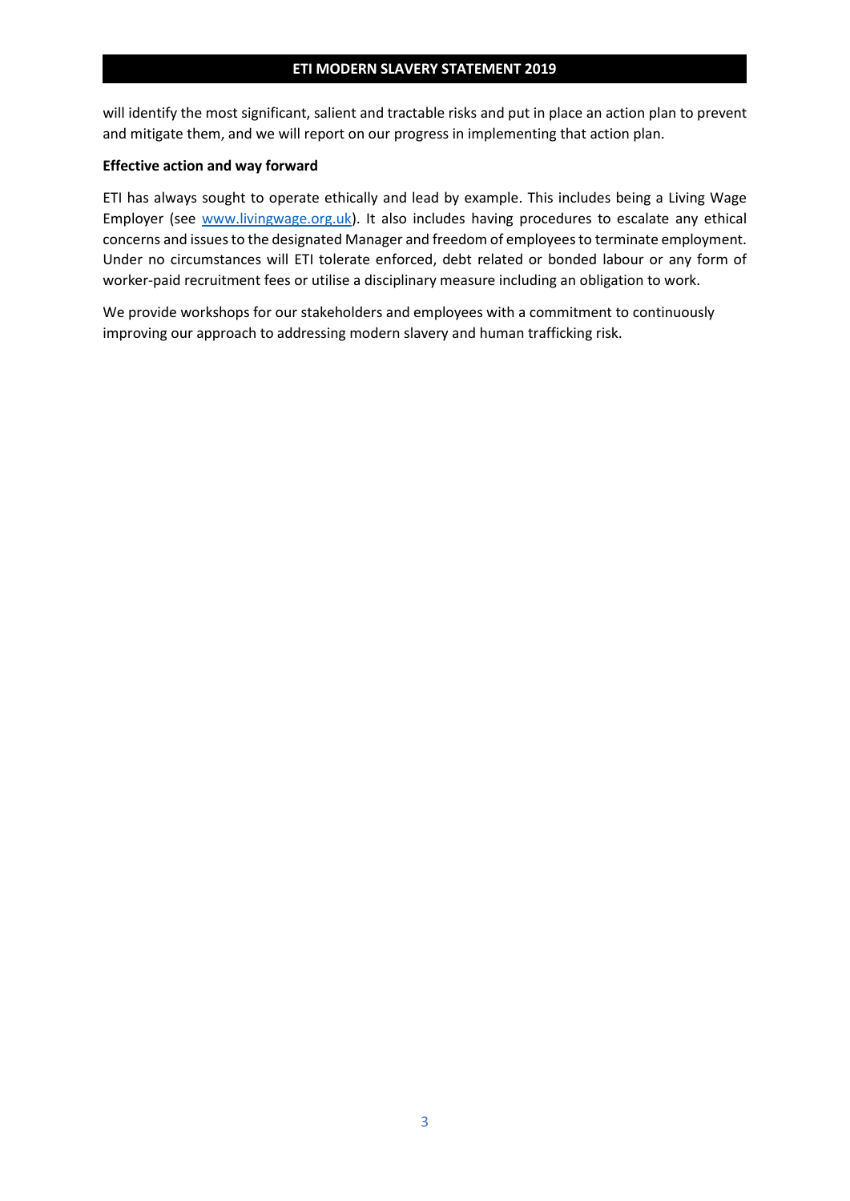will identify the most significant, salient and tractable risks and put in place an action plan to prevent and mitigate them, and we will report on our progress in implementing that action plan.

**Effective action and way forward**

ETI has always sought to operate ethically and lead by example. This includes being a Living Wage Employer (see [www.livingwage.org.uk](http://www.livingwage.org.uk)). It also includes having procedures to escalate any ethical concerns and issues to the designated Manager and freedom of employees to terminate employment. Under no circumstances will ETI tolerate enforced, debt related or bonded labour or any form of worker-paid recruitment fees or utilise a disciplinary measure including an obligation to work.

We provide workshops for our stakeholders and employees with a commitment to continuously improving our approach to addressing modern slavery and human trafficking risk.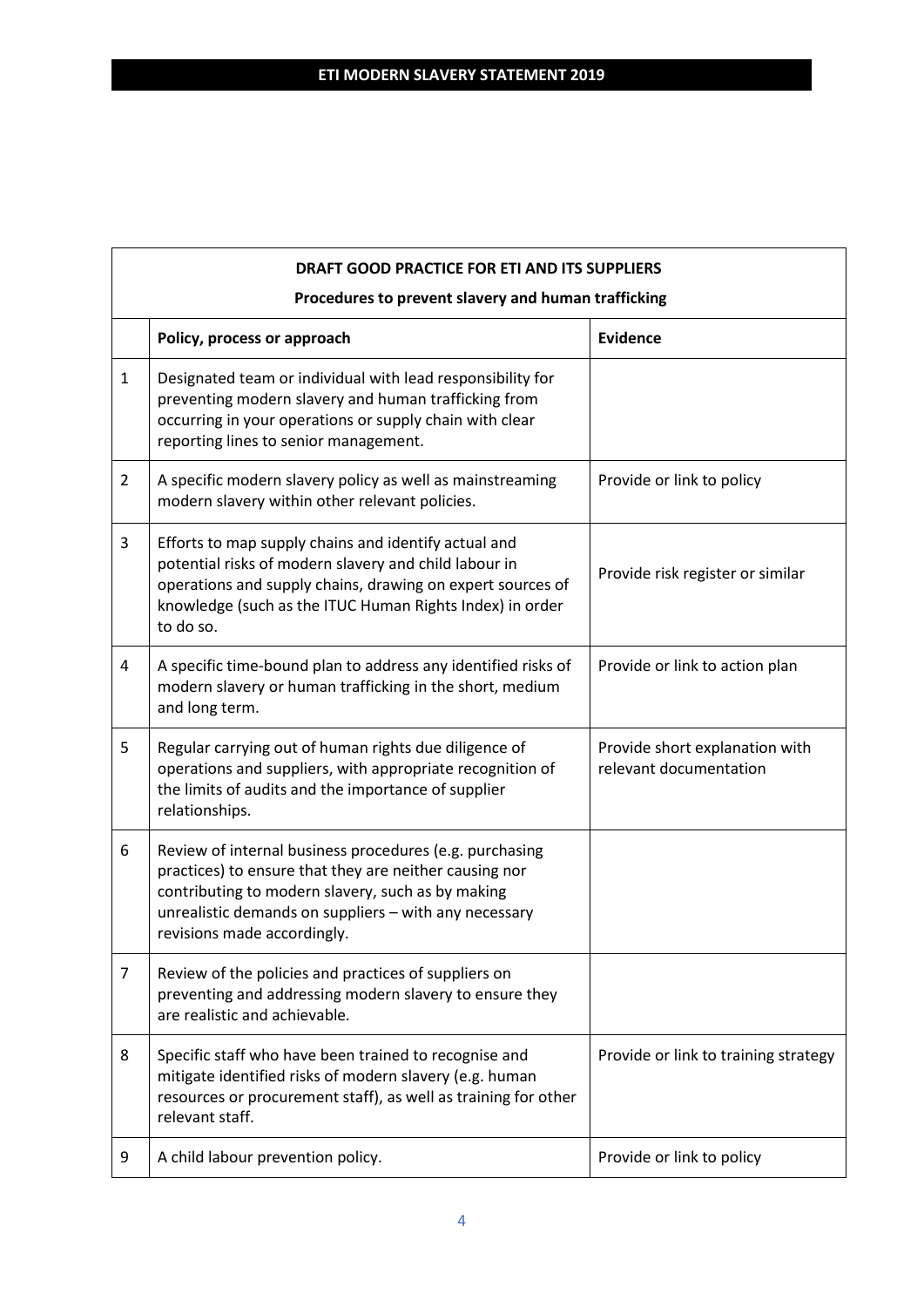| DRAFT GOOD PRACTICE FOR ETI AND ITS SUPPLIERS<br>Procedures to prevent slavery and human trafficking | | |
|---|---|---|
| | **Policy, process or approach** | **Evidence** |
| 1 | Designated team or individual with lead responsibility for preventing modern slavery and human trafficking from occurring in your operations or supply chain with clear reporting lines to senior management. | |
| 2 | A specific modern slavery policy as well as mainstreaming modern slavery within other relevant policies. | Provide or link to policy |
| 3 | Efforts to map supply chains and identify actual and potential risks of modern slavery and child labour in operations and supply chains, drawing on expert sources of knowledge (such as the ITUC Human Rights Index) in order to do so. | Provide risk register or similar |
| 4 | A specific time-bound plan to address any identified risks of modern slavery or human trafficking in the short, medium and long term. | Provide or link to action plan |
| 5 | Regular carrying out of human rights due diligence of operations and suppliers, with appropriate recognition of the limits of audits and the importance of supplier relationships. | Provide short explanation with relevant documentation |
| 6 | Review of internal business procedures (e.g. purchasing practices) to ensure that they are neither causing nor contributing to modern slavery, such as by making unrealistic demands on suppliers – with any necessary revisions made accordingly. | |
| 7 | Review of the policies and practices of suppliers on preventing and addressing modern slavery to ensure they are realistic and achievable. | |
| 8 | Specific staff who have been trained to recognise and mitigate identified risks of modern slavery (e.g. human resources or procurement staff), as well as training for other relevant staff. | Provide or link to training strategy |
| 9 | A child labour prevention policy. | Provide or link to policy |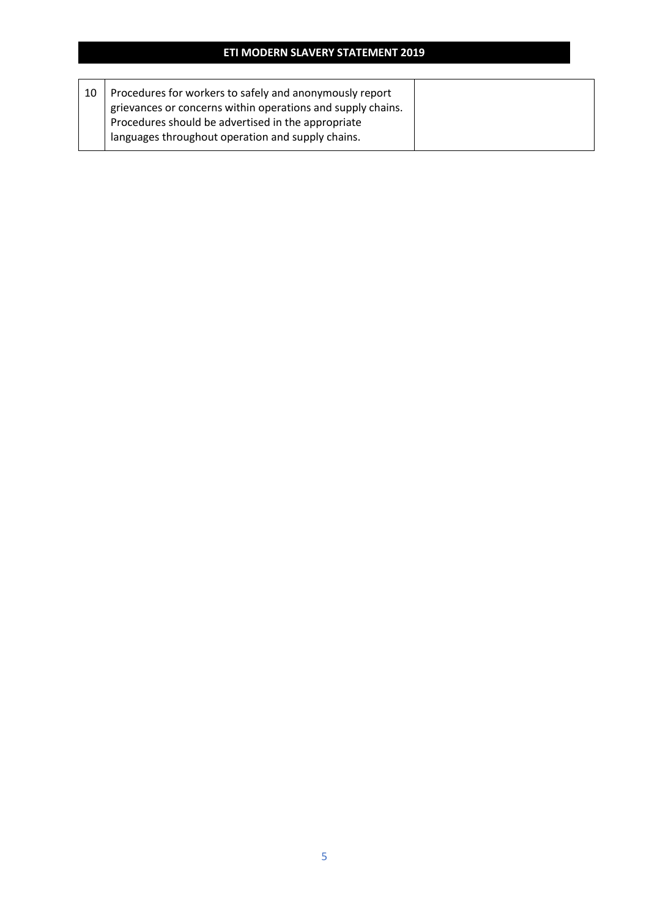| | | |
|---|---|---|
| 10 | Procedures for workers to safely and anonymously report grievances or concerns within operations and supply chains. Procedures should be advertised in the appropriate languages throughout operation and supply chains. | |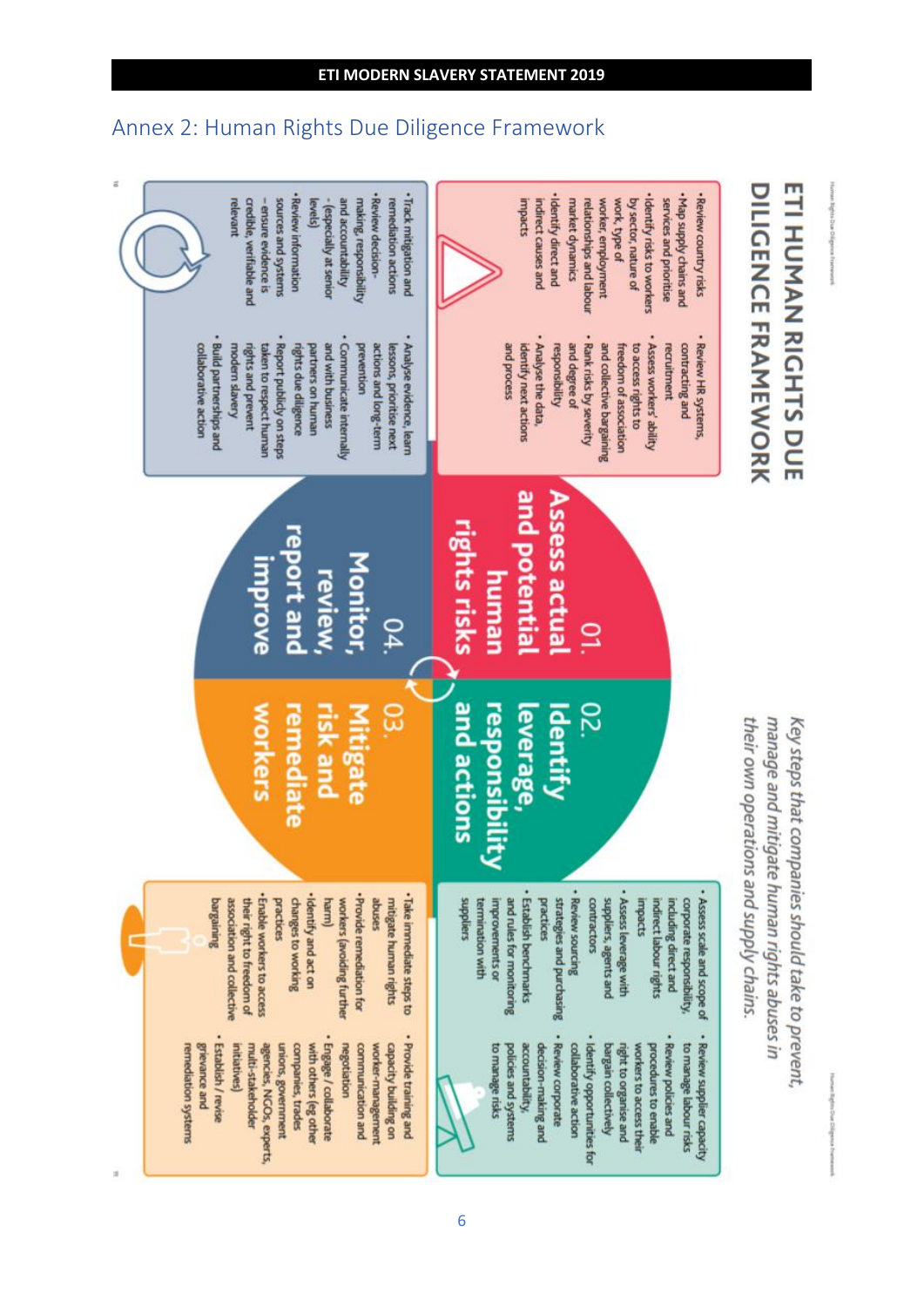## Annex 2: Human Rights Due Diligence Framework

# ETI HUMAN RIGHTS DUE DILIGENCE FRAMEWORK

*Key steps that companies should take to prevent, manage and mitigate human rights abuses in their own operations and supply chains.*

### 01. Assess actual and potential human rights risks

- Review country risks
- Map supply chains and services and prioritise
- Identify risks to workers by sector, nature of work, type of worker, employment relationships and labour market dynamics
- Identify direct and indirect causes and impacts
- Review HR systems, contracting and recruitment
- Assess workers' ability to access rights to freedom of association and collective bargaining
- Rank risks by severity and degree of responsibility
- Analyse the data, identify next actions and process

### 02. Identify leverage, responsibility and actions

- Assess scale and scope of corporate responsibility, including direct and indirect labour rights impacts
- Assess leverage with suppliers, agents and contractors
- Review sourcing strategies and purchasing practices
- Establish benchmarks and rules for monitoring improvements or termination with suppliers
- Review supplier capacity to manage labour risks
- Review policies and procedures to enable workers to access their right to organise and bargain collectively
- Identify opportunities for collaborative action
- Review corporate decision-making and accountability, policies and systems to manage risks

### 03. Mitigate risk and remediate workers

- Take immediate steps to mitigate human rights abuses
- Provide remediation for workers (avoiding further harm)
- Identify and act on changes to working practices
- Enable workers to access their right to freedom of association and collective bargaining
- Provide training and capacity building on worker-management communication and negotiation
- Engage / collaborate with others (eg other companies, trades unions, government agencies, NGOs, experts, multi-stakeholder initiatives)
- Establish / revise grievance and remediation systems

### 04. Monitor, review, report and improve

- Track mitigation and remediation actions
- Review decision-making, responsibility and accountability - (especially at senior levels)
- Review information sources and systems – ensure evidence is credible, verifiable and relevant
- Analyse evidence, learn lessons, prioritise next actions and long-term prevention
- Communicate internally and with business partners on human rights due diligence
- Report publicly on steps taken to respect human rights and prevent modern slavery
- Build partnerships and collaborative action